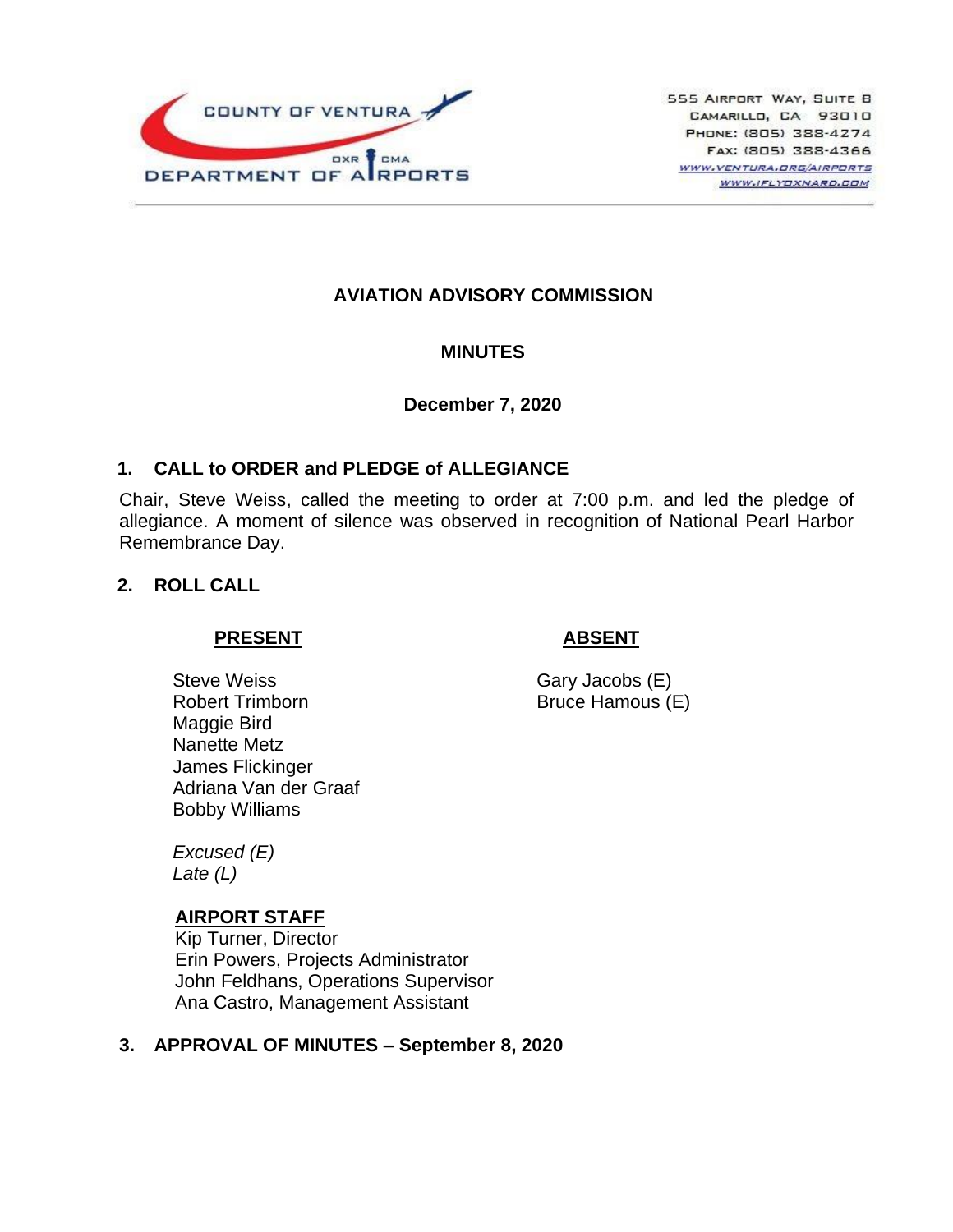COUNTY OF VENTURA
DEPARTMENT OF AIRPORTS
OXR CMA

555 Airport Way, Suite B
Camarillo, CA 93010
Phone: (805) 388-4274
Fax: (805) 388-4366
www.ventura.org/airports
www.iflyoxnard.com

# AVIATION ADVISORY COMMISSION

## MINUTES

**December 7, 2020**

## 1. CALL to ORDER and PLEDGE of ALLEGIANCE

Chair, Steve Weiss, called the meeting to order at 7:00 p.m. and led the pledge of allegiance. A moment of silence was observed in recognition of National Pearl Harbor Remembrance Day.

## 2. ROLL CALL

| PRESENT | ABSENT |
|---|---|
| Steve Weiss | Gary Jacobs (E) |
| Robert Trimborn | Bruce Hamous (E) |
| Maggie Bird | |
| Nanette Metz | |
| James Flickinger | |
| Adriana Van der Graaf | |
| Bobby Williams | |

*Excused (E)*
*Late (L)*

**AIRPORT STAFF**
Kip Turner, Director
Erin Powers, Projects Administrator
John Feldhans, Operations Supervisor
Ana Castro, Management Assistant

## 3. APPROVAL OF MINUTES – September 8, 2020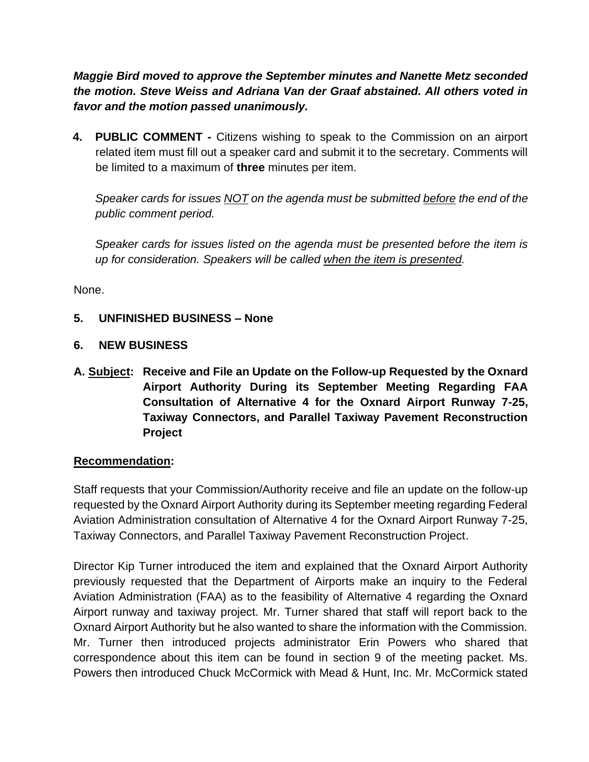***Maggie Bird moved to approve the September minutes and Nanette Metz seconded the motion. Steve Weiss and Adriana Van der Graaf abstained. All others voted in favor and the motion passed unanimously.***

**4. PUBLIC COMMENT -** Citizens wishing to speak to the Commission on an airport related item must fill out a speaker card and submit it to the secretary. Comments will be limited to a maximum of **three** minutes per item.

*Speaker cards for issues NOT on the agenda must be submitted before the end of the public comment period.*

*Speaker cards for issues listed on the agenda must be presented before the item is up for consideration. Speakers will be called when the item is presented.*

None.

**5. UNFINISHED BUSINESS – None**

**6. NEW BUSINESS**

**A. Subject: Receive and File an Update on the Follow-up Requested by the Oxnard Airport Authority During its September Meeting Regarding FAA Consultation of Alternative 4 for the Oxnard Airport Runway 7-25, Taxiway Connectors, and Parallel Taxiway Pavement Reconstruction Project**

**Recommendation:**

Staff requests that your Commission/Authority receive and file an update on the follow-up requested by the Oxnard Airport Authority during its September meeting regarding Federal Aviation Administration consultation of Alternative 4 for the Oxnard Airport Runway 7-25, Taxiway Connectors, and Parallel Taxiway Pavement Reconstruction Project.

Director Kip Turner introduced the item and explained that the Oxnard Airport Authority previously requested that the Department of Airports make an inquiry to the Federal Aviation Administration (FAA) as to the feasibility of Alternative 4 regarding the Oxnard Airport runway and taxiway project. Mr. Turner shared that staff will report back to the Oxnard Airport Authority but he also wanted to share the information with the Commission. Mr. Turner then introduced projects administrator Erin Powers who shared that correspondence about this item can be found in section 9 of the meeting packet. Ms. Powers then introduced Chuck McCormick with Mead & Hunt, Inc. Mr. McCormick stated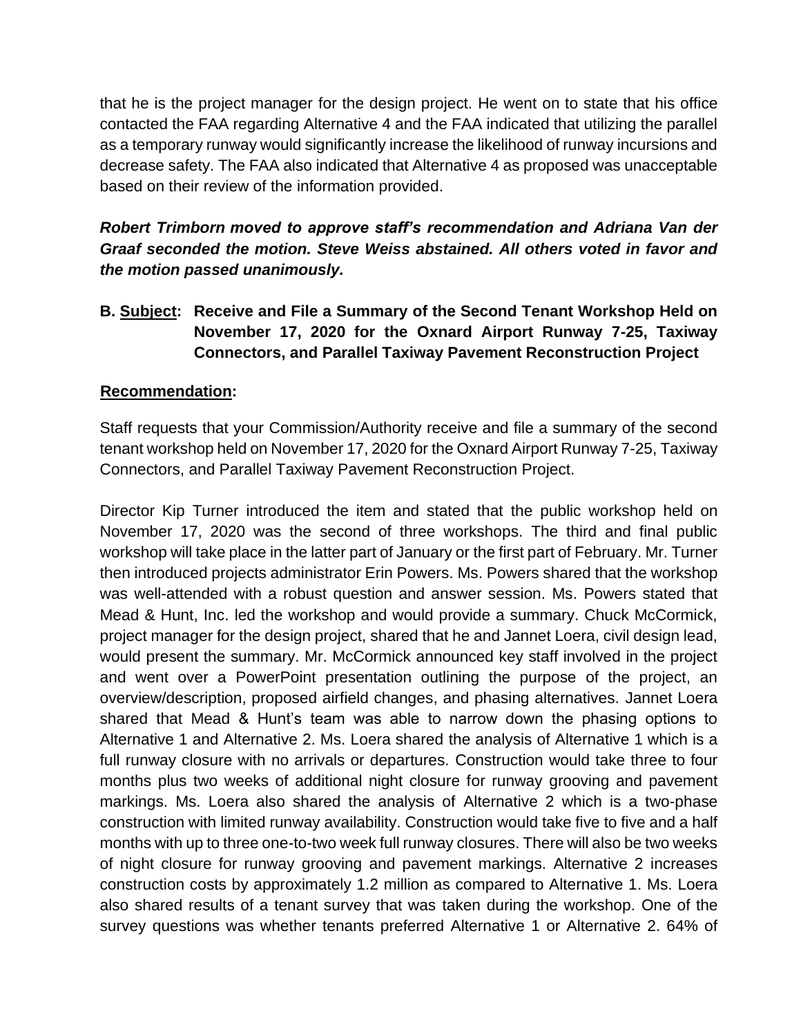that he is the project manager for the design project. He went on to state that his office contacted the FAA regarding Alternative 4 and the FAA indicated that utilizing the parallel as a temporary runway would significantly increase the likelihood of runway incursions and decrease safety. The FAA also indicated that Alternative 4 as proposed was unacceptable based on their review of the information provided.

***Robert Trimborn moved to approve staff's recommendation and Adriana Van der Graaf seconded the motion. Steve Weiss abstained. All others voted in favor and the motion passed unanimously.***

**B. <u>Subject</u>: Receive and File a Summary of the Second Tenant Workshop Held on November 17, 2020 for the Oxnard Airport Runway 7-25, Taxiway Connectors, and Parallel Taxiway Pavement Reconstruction Project**

**<u>Recommendation</u>:**

Staff requests that your Commission/Authority receive and file a summary of the second tenant workshop held on November 17, 2020 for the Oxnard Airport Runway 7-25, Taxiway Connectors, and Parallel Taxiway Pavement Reconstruction Project.

Director Kip Turner introduced the item and stated that the public workshop held on November 17, 2020 was the second of three workshops. The third and final public workshop will take place in the latter part of January or the first part of February. Mr. Turner then introduced projects administrator Erin Powers. Ms. Powers shared that the workshop was well-attended with a robust question and answer session. Ms. Powers stated that Mead & Hunt, Inc. led the workshop and would provide a summary. Chuck McCormick, project manager for the design project, shared that he and Jannet Loera, civil design lead, would present the summary. Mr. McCormick announced key staff involved in the project and went over a PowerPoint presentation outlining the purpose of the project, an overview/description, proposed airfield changes, and phasing alternatives. Jannet Loera shared that Mead & Hunt's team was able to narrow down the phasing options to Alternative 1 and Alternative 2. Ms. Loera shared the analysis of Alternative 1 which is a full runway closure with no arrivals or departures. Construction would take three to four months plus two weeks of additional night closure for runway grooving and pavement markings. Ms. Loera also shared the analysis of Alternative 2 which is a two-phase construction with limited runway availability. Construction would take five to five and a half months with up to three one-to-two week full runway closures. There will also be two weeks of night closure for runway grooving and pavement markings. Alternative 2 increases construction costs by approximately 1.2 million as compared to Alternative 1. Ms. Loera also shared results of a tenant survey that was taken during the workshop. One of the survey questions was whether tenants preferred Alternative 1 or Alternative 2. 64% of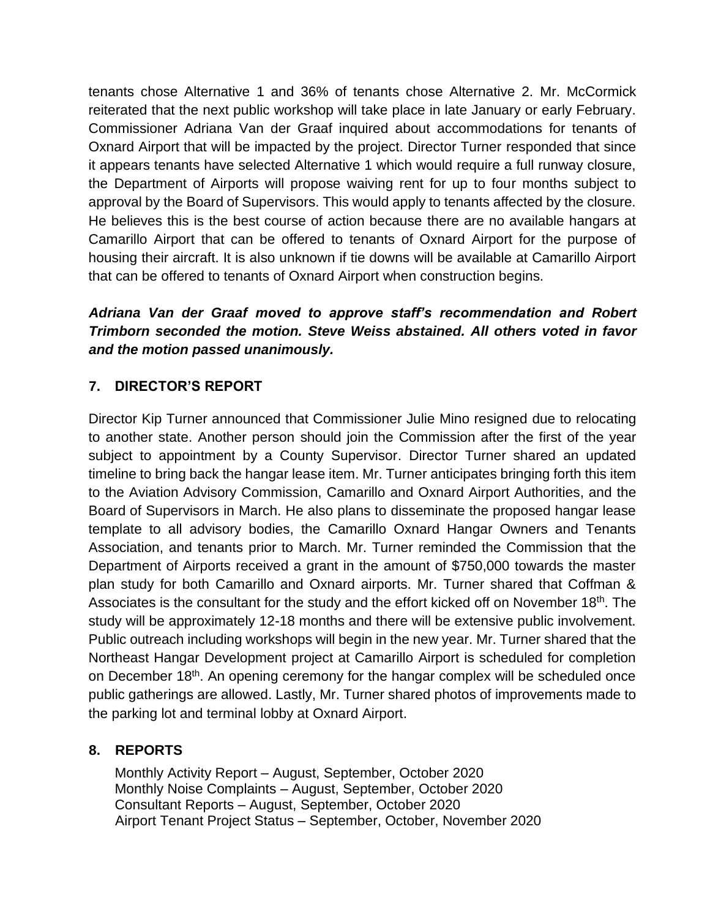tenants chose Alternative 1 and 36% of tenants chose Alternative 2. Mr. McCormick reiterated that the next public workshop will take place in late January or early February. Commissioner Adriana Van der Graaf inquired about accommodations for tenants of Oxnard Airport that will be impacted by the project. Director Turner responded that since it appears tenants have selected Alternative 1 which would require a full runway closure, the Department of Airports will propose waiving rent for up to four months subject to approval by the Board of Supervisors. This would apply to tenants affected by the closure. He believes this is the best course of action because there are no available hangars at Camarillo Airport that can be offered to tenants of Oxnard Airport for the purpose of housing their aircraft. It is also unknown if tie downs will be available at Camarillo Airport that can be offered to tenants of Oxnard Airport when construction begins.

***Adriana Van der Graaf moved to approve staff's recommendation and Robert Trimborn seconded the motion. Steve Weiss abstained. All others voted in favor and the motion passed unanimously.***

## 7. DIRECTOR'S REPORT

Director Kip Turner announced that Commissioner Julie Mino resigned due to relocating to another state. Another person should join the Commission after the first of the year subject to appointment by a County Supervisor. Director Turner shared an updated timeline to bring back the hangar lease item. Mr. Turner anticipates bringing forth this item to the Aviation Advisory Commission, Camarillo and Oxnard Airport Authorities, and the Board of Supervisors in March. He also plans to disseminate the proposed hangar lease template to all advisory bodies, the Camarillo Oxnard Hangar Owners and Tenants Association, and tenants prior to March. Mr. Turner reminded the Commission that the Department of Airports received a grant in the amount of $750,000 towards the master plan study for both Camarillo and Oxnard airports. Mr. Turner shared that Coffman & Associates is the consultant for the study and the effort kicked off on November 18th. The study will be approximately 12-18 months and there will be extensive public involvement. Public outreach including workshops will begin in the new year. Mr. Turner shared that the Northeast Hangar Development project at Camarillo Airport is scheduled for completion on December 18th. An opening ceremony for the hangar complex will be scheduled once public gatherings are allowed. Lastly, Mr. Turner shared photos of improvements made to the parking lot and terminal lobby at Oxnard Airport.

## 8. REPORTS

Monthly Activity Report – August, September, October 2020
Monthly Noise Complaints – August, September, October 2020
Consultant Reports – August, September, October 2020
Airport Tenant Project Status – September, October, November 2020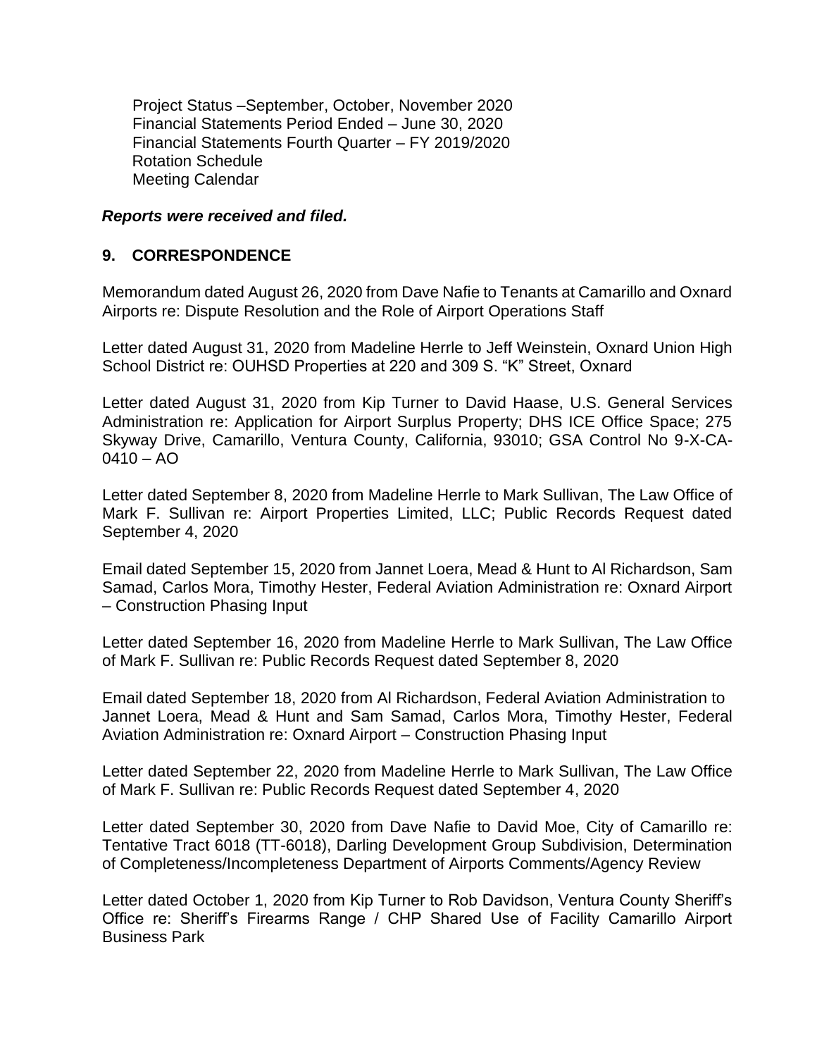Project Status –September, October, November 2020
Financial Statements Period Ended – June 30, 2020
Financial Statements Fourth Quarter – FY 2019/2020
Rotation Schedule
Meeting Calendar

***Reports were received and filed.***

## 9. CORRESPONDENCE

Memorandum dated August 26, 2020 from Dave Nafie to Tenants at Camarillo and Oxnard Airports re: Dispute Resolution and the Role of Airport Operations Staff

Letter dated August 31, 2020 from Madeline Herrle to Jeff Weinstein, Oxnard Union High School District re: OUHSD Properties at 220 and 309 S. "K" Street, Oxnard

Letter dated August 31, 2020 from Kip Turner to David Haase, U.S. General Services Administration re: Application for Airport Surplus Property; DHS ICE Office Space; 275 Skyway Drive, Camarillo, Ventura County, California, 93010; GSA Control No 9-X-CA-0410 – AO

Letter dated September 8, 2020 from Madeline Herrle to Mark Sullivan, The Law Office of Mark F. Sullivan re: Airport Properties Limited, LLC; Public Records Request dated September 4, 2020

Email dated September 15, 2020 from Jannet Loera, Mead & Hunt to Al Richardson, Sam Samad, Carlos Mora, Timothy Hester, Federal Aviation Administration re: Oxnard Airport – Construction Phasing Input

Letter dated September 16, 2020 from Madeline Herrle to Mark Sullivan, The Law Office of Mark F. Sullivan re: Public Records Request dated September 8, 2020

Email dated September 18, 2020 from Al Richardson, Federal Aviation Administration to Jannet Loera, Mead & Hunt and Sam Samad, Carlos Mora, Timothy Hester, Federal Aviation Administration re: Oxnard Airport – Construction Phasing Input

Letter dated September 22, 2020 from Madeline Herrle to Mark Sullivan, The Law Office of Mark F. Sullivan re: Public Records Request dated September 4, 2020

Letter dated September 30, 2020 from Dave Nafie to David Moe, City of Camarillo re: Tentative Tract 6018 (TT-6018), Darling Development Group Subdivision, Determination of Completeness/Incompleteness Department of Airports Comments/Agency Review

Letter dated October 1, 2020 from Kip Turner to Rob Davidson, Ventura County Sheriff's Office re: Sheriff's Firearms Range / CHP Shared Use of Facility Camarillo Airport Business Park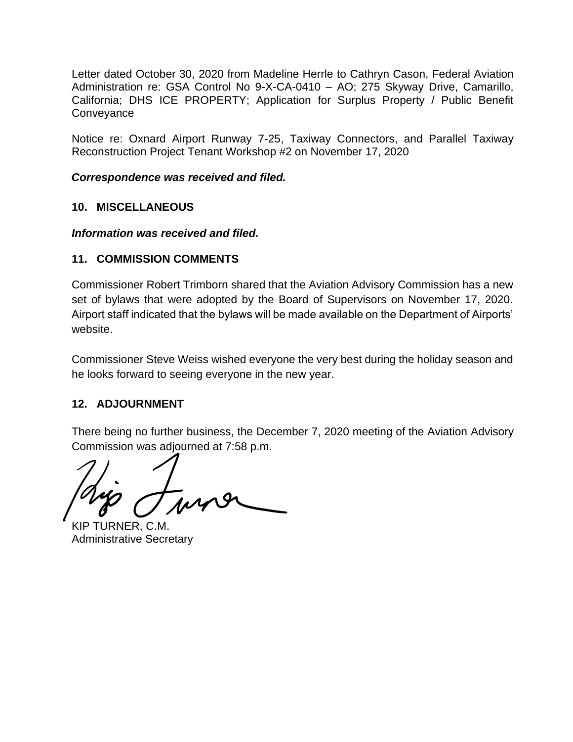Letter dated October 30, 2020 from Madeline Herrle to Cathryn Cason, Federal Aviation Administration re: GSA Control No 9-X-CA-0410 – AO; 275 Skyway Drive, Camarillo, California; DHS ICE PROPERTY; Application for Surplus Property / Public Benefit Conveyance

Notice re: Oxnard Airport Runway 7-25, Taxiway Connectors, and Parallel Taxiway Reconstruction Project Tenant Workshop #2 on November 17, 2020

***Correspondence was received and filed.***

## 10. MISCELLANEOUS

***Information was received and filed.***

## 11. COMMISSION COMMENTS

Commissioner Robert Trimborn shared that the Aviation Advisory Commission has a new set of bylaws that were adopted by the Board of Supervisors on November 17, 2020. Airport staff indicated that the bylaws will be made available on the Department of Airports' website.

Commissioner Steve Weiss wished everyone the very best during the holiday season and he looks forward to seeing everyone in the new year.

## 12. ADJOURNMENT

There being no further business, the December 7, 2020 meeting of the Aviation Advisory Commission was adjourned at 7:58 p.m.

KIP TURNER, C.M.
Administrative Secretary